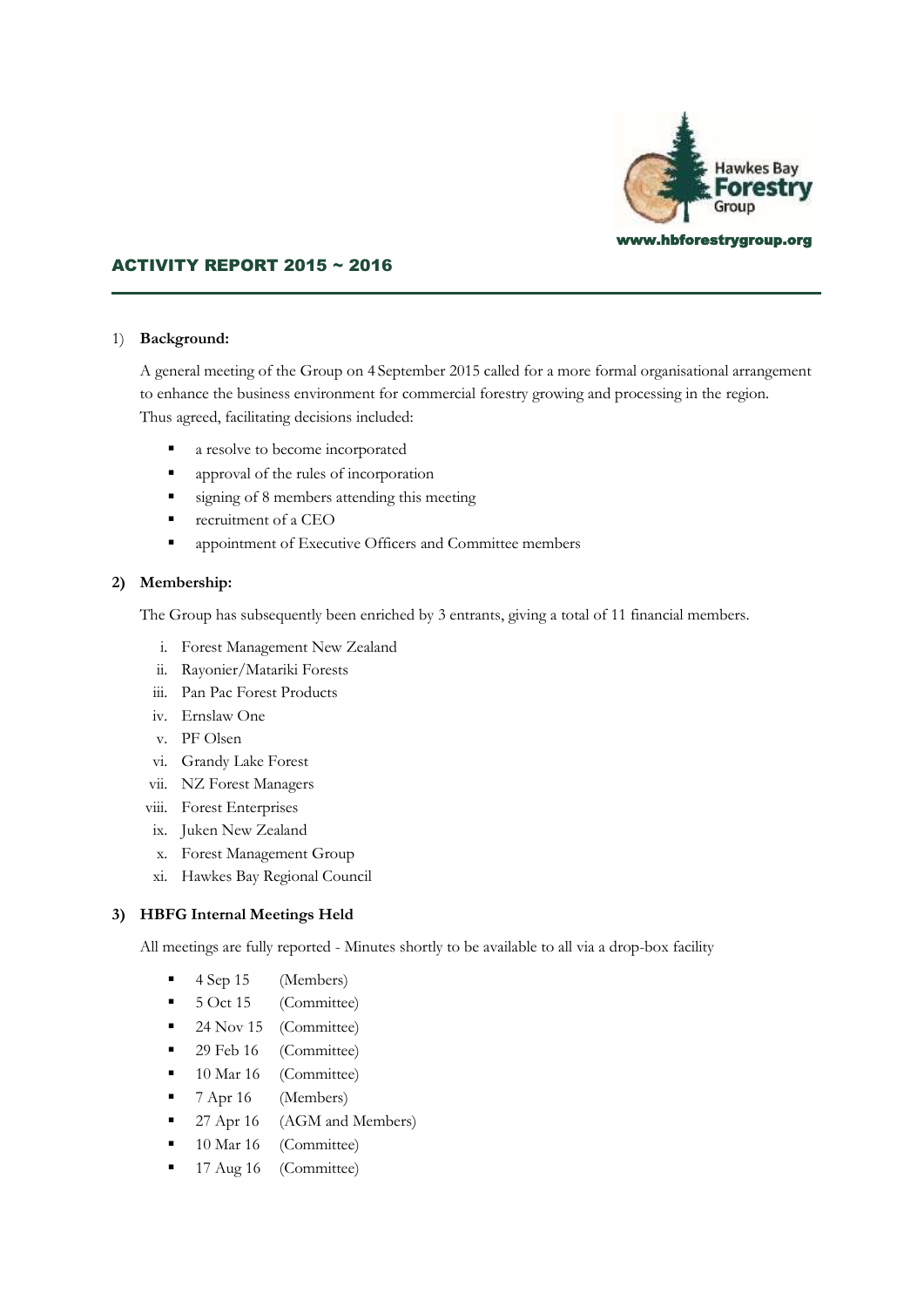Hawkes Bay Forestry Group

www.hbforestrygroup.org

## ACTIVITY REPORT 2015 ~ 2016

### 1) **Background:**

A general meeting of the Group on 4 September 2015 called for a more formal organisational arrangement to enhance the business environment for commercial forestry growing and processing in the region. Thus agreed, facilitating decisions included:

- a resolve to become incorporated
- approval of the rules of incorporation
- signing of 8 members attending this meeting
- recruitment of a CEO
- appointment of Executive Officers and Committee members

### 2) **Membership:**

The Group has subsequently been enriched by 3 entrants, giving a total of 11 financial members.

i. Forest Management New Zealand
ii. Rayonier/Matariki Forests
iii. Pan Pac Forest Products
iv. Ernslaw One
v. PF Olsen
vi. Grandy Lake Forest
vii. NZ Forest Managers
viii. Forest Enterprises
ix. Juken New Zealand
x. Forest Management Group
xi. Hawkes Bay Regional Council

### 3) **HBFG Internal Meetings Held**

All meetings are fully reported - Minutes shortly to be available to all via a drop-box facility

- 4 Sep 15 (Members)
- 5 Oct 15 (Committee)
- 24 Nov 15 (Committee)
- 29 Feb 16 (Committee)
- 10 Mar 16 (Committee)
- 7 Apr 16 (Members)
- 27 Apr 16 (AGM and Members)
- 10 Mar 16 (Committee)
- 17 Aug 16 (Committee)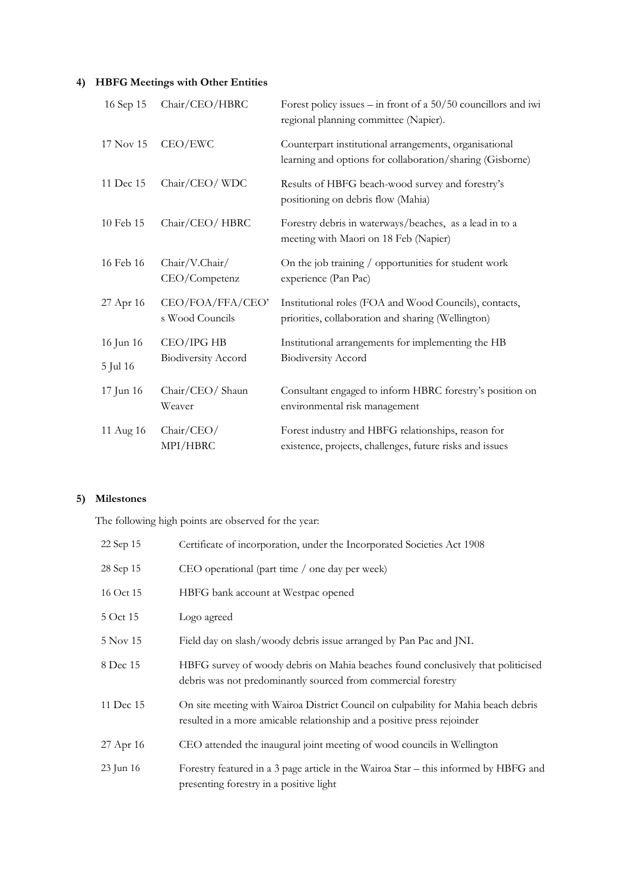#### 4) HBFG Meetings with Other Entities

| | | |
|---|---|---|
| 16 Sep 15 | Chair/CEO/HBRC | Forest policy issues – in front of a 50/50 councillors and iwi regional planning committee (Napier). |
| 17 Nov 15 | CEO/EWC | Counterpart institutional arrangements, organisational learning and options for collaboration/sharing (Gisborne) |
| 11 Dec 15 | Chair/CEO/ WDC | Results of HBFG beach-wood survey and forestry's positioning on debris flow (Mahia) |
| 10 Feb 15 | Chair/CEO/ HBRC | Forestry debris in waterways/beaches, as a lead in to a meeting with Maori on 18 Feb (Napier) |
| 16 Feb 16 | Chair/V.Chair/ CEO/Competenz | On the job training / opportunities for student work experience (Pan Pac) |
| 27 Apr 16 | CEO/FOA/FFA/CEO's Wood Councils | Institutional roles (FOA and Wood Councils), contacts, priorities, collaboration and sharing (Wellington) |
| 16 Jun 16<br>5 Jul 16 | CEO/IPG HB Biodiversity Accord | Institutional arrangements for implementing the HB Biodiversity Accord |
| 17 Jun 16 | Chair/CEO/ Shaun Weaver | Consultant engaged to inform HBRC forestry's position on environmental risk management |
| 11 Aug 16 | Chair/CEO/ MPI/HBRC | Forest industry and HBFG relationships, reason for existence, projects, challenges, future risks and issues |

#### 5) Milestones

The following high points are observed for the year:

| | |
|---|---|
| 22 Sep 15 | Certificate of incorporation, under the Incorporated Societies Act 1908 |
| 28 Sep 15 | CEO operational (part time / one day per week) |
| 16 Oct 15 | HBFG bank account at Westpac opened |
| 5 Oct 15 | Logo agreed |
| 5 Nov 15 | Field day on slash/woody debris issue arranged by Pan Pac and JNL |
| 8 Dec 15 | HBFG survey of woody debris on Mahia beaches found conclusively that politicised debris was not predominantly sourced from commercial forestry |
| 11 Dec 15 | On site meeting with Wairoa District Council on culpability for Mahia beach debris resulted in a more amicable relationship and a positive press rejoinder |
| 27 Apr 16 | CEO attended the inaugural joint meeting of wood councils in Wellington |
| 23 Jun 16 | Forestry featured in a 3 page article in the Wairoa Star – this informed by HBFG and presenting forestry in a positive light |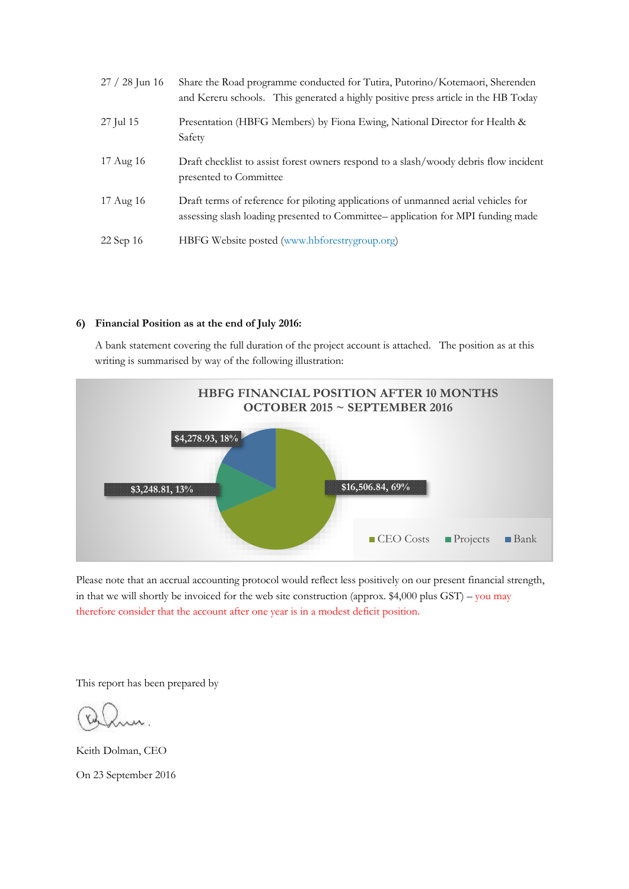| | |
|---|---|
| 27 / 28 Jun 16 | Share the Road programme conducted for Tutira, Putorino/Kotemaori, Sherenden and Kereru schools. This generated a highly positive press article in the HB Today |
| 27 Jul 15 | Presentation (HBFG Members) by Fiona Ewing, National Director for Health & Safety |
| 17 Aug 16 | Draft checklist to assist forest owners respond to a slash/woody debris flow incident presented to Committee |
| 17 Aug 16 | Draft terms of reference for piloting applications of unmanned aerial vehicles for assessing slash loading presented to Committee– application for MPI funding made |
| 22 Sep 16 | HBFG Website posted (www.hbforestrygroup.org) |

### 6) Financial Position as at the end of July 2016:

A bank statement covering the full duration of the project account is attached. The position as at this writing is summarised by way of the following illustration:

HBFG FINANCIAL POSITION AFTER 10 MONTHS
OCTOBER 2015 ~ SEPTEMBER 2016

$4,278.93, 18%

$3,248.81, 13%

$16,506.84, 69%

CEO Costs
Projects
Bank

Please note that an accrual accounting protocol would reflect less positively on our present financial strength, in that we will shortly be invoiced for the web site construction (approx. $4,000 plus GST) – you may therefore consider that the account after one year is in a modest deficit position.

This report has been prepared by

Keith Dolman, CEO

On 23 September 2016